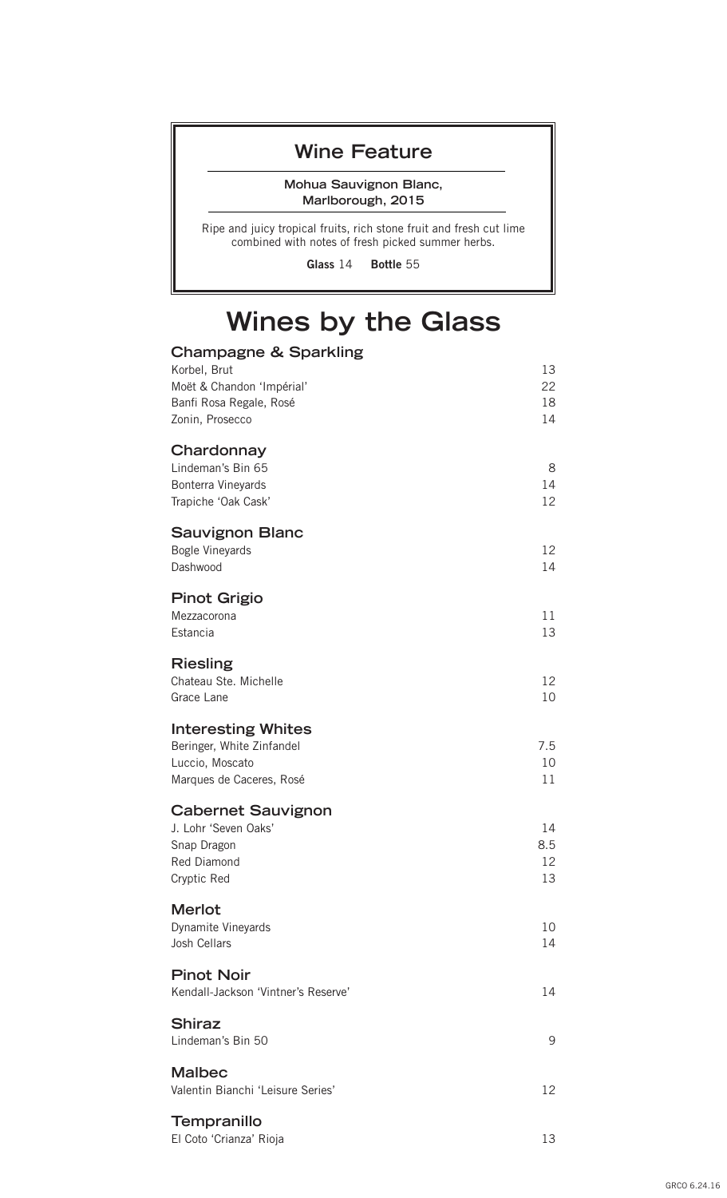## Wine Feature

**Mohua Sauvignon Blanc, Marlborough, 2015**

Ripe and juicy tropical fruits, rich stone fruit and fresh cut lime combined with notes of fresh picked summer herbs.

**Glass** 14 **Bottle** 55

# Wines by the Glass

### Champagne & Sparkling

| | |
|---|---|
| Korbel, Brut | 13 |
| Moët & Chandon 'Impérial' | 22 |
| Banfi Rosa Regale, Rosé | 18 |
| Zonin, Prosecco | 14 |

### Chardonnay

| | |
|---|---|
| Lindeman's Bin 65 | 8 |
| Bonterra Vineyards | 14 |
| Trapiche 'Oak Cask' | 12 |

### Sauvignon Blanc

| | |
|---|---|
| Bogle Vineyards | 12 |
| Dashwood | 14 |

### Pinot Grigio

| | |
|---|---|
| Mezzacorona | 11 |
| Estancia | 13 |

### Riesling

| | |
|---|---|
| Chateau Ste. Michelle | 12 |
| Grace Lane | 10 |

### Interesting Whites

| | |
|---|---|
| Beringer, White Zinfandel | 7.5 |
| Luccio, Moscato | 10 |
| Marques de Caceres, Rosé | 11 |

### Cabernet Sauvignon

| | |
|---|---|
| J. Lohr 'Seven Oaks' | 14 |
| Snap Dragon | 8.5 |
| Red Diamond | 12 |
| Cryptic Red | 13 |

### Merlot

| | |
|---|---|
| Dynamite Vineyards | 10 |
| Josh Cellars | 14 |

### Pinot Noir

| | |
|---|---|
| Kendall-Jackson 'Vintner's Reserve' | 14 |

### Shiraz

| | |
|---|---|
| Lindeman's Bin 50 | 9 |

### Malbec

| | |
|---|---|
| Valentin Bianchi 'Leisure Series' | 12 |

### Tempranillo

| | |
|---|---|
| El Coto 'Crianza' Rioja | 13 |

GRCO 6.24.16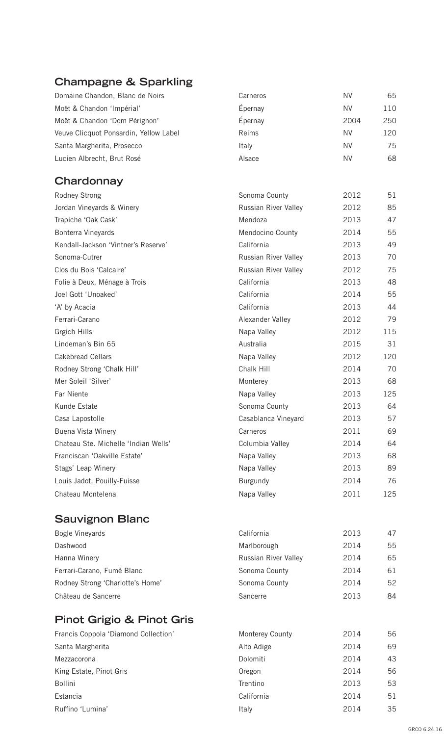## Champagne & Sparkling

| | | | |
|---|---|---|---|
| Domaine Chandon, Blanc de Noirs | Carneros | NV | 65 |
| Moët & Chandon 'Impérial' | Épernay | NV | 110 |
| Moët & Chandon 'Dom Pérignon' | Épernay | 2004 | 250 |
| Veuve Clicquot Ponsardin, Yellow Label | Reims | NV | 120 |
| Santa Margherita, Prosecco | Italy | NV | 75 |
| Lucien Albrecht, Brut Rosé | Alsace | NV | 68 |

## Chardonnay

| | | | |
|---|---|---|---|
| Rodney Strong | Sonoma County | 2012 | 51 |
| Jordan Vineyards & Winery | Russian River Valley | 2012 | 85 |
| Trapiche 'Oak Cask' | Mendoza | 2013 | 47 |
| Bonterra Vineyards | Mendocino County | 2014 | 55 |
| Kendall-Jackson 'Vintner's Reserve' | California | 2013 | 49 |
| Sonoma-Cutrer | Russian River Valley | 2013 | 70 |
| Clos du Bois 'Calcaire' | Russian River Valley | 2012 | 75 |
| Folie à Deux, Ménage à Trois | California | 2013 | 48 |
| Joel Gott 'Unoaked' | California | 2014 | 55 |
| 'A' by Acacia | California | 2013 | 44 |
| Ferrari-Carano | Alexander Valley | 2012 | 79 |
| Grgich Hills | Napa Valley | 2012 | 115 |
| Lindeman's Bin 65 | Australia | 2015 | 31 |
| Cakebread Cellars | Napa Valley | 2012 | 120 |
| Rodney Strong 'Chalk Hill' | Chalk Hill | 2014 | 70 |
| Mer Soleil 'Silver' | Monterey | 2013 | 68 |
| Far Niente | Napa Valley | 2013 | 125 |
| Kunde Estate | Sonoma County | 2013 | 64 |
| Casa Lapostolle | Casablanca Vineyard | 2013 | 57 |
| Buena Vista Winery | Carneros | 2011 | 69 |
| Chateau Ste. Michelle 'Indian Wells' | Columbia Valley | 2014 | 64 |
| Franciscan 'Oakville Estate' | Napa Valley | 2013 | 68 |
| Stags' Leap Winery | Napa Valley | 2013 | 89 |
| Louis Jadot, Pouilly-Fuisse | Burgundy | 2014 | 76 |
| Chateau Montelena | Napa Valley | 2011 | 125 |

## Sauvignon Blanc

| | | | |
|---|---|---|---|
| Bogle Vineyards | California | 2013 | 47 |
| Dashwood | Marlborough | 2014 | 55 |
| Hanna Winery | Russian River Valley | 2014 | 65 |
| Ferrari-Carano, Fumé Blanc | Sonoma County | 2014 | 61 |
| Rodney Strong 'Charlotte's Home' | Sonoma County | 2014 | 52 |
| Château de Sancerre | Sancerre | 2013 | 84 |

## Pinot Grigio & Pinot Gris

| | | | |
|---|---|---|---|
| Francis Coppola 'Diamond Collection' | Monterey County | 2014 | 56 |
| Santa Margherita | Alto Adige | 2014 | 69 |
| Mezzacorona | Dolomiti | 2014 | 43 |
| King Estate, Pinot Gris | Oregon | 2014 | 56 |
| Bollini | Trentino | 2013 | 53 |
| Estancia | California | 2014 | 51 |
| Ruffino 'Lumina' | Italy | 2014 | 35 |

GRCO 6.24.16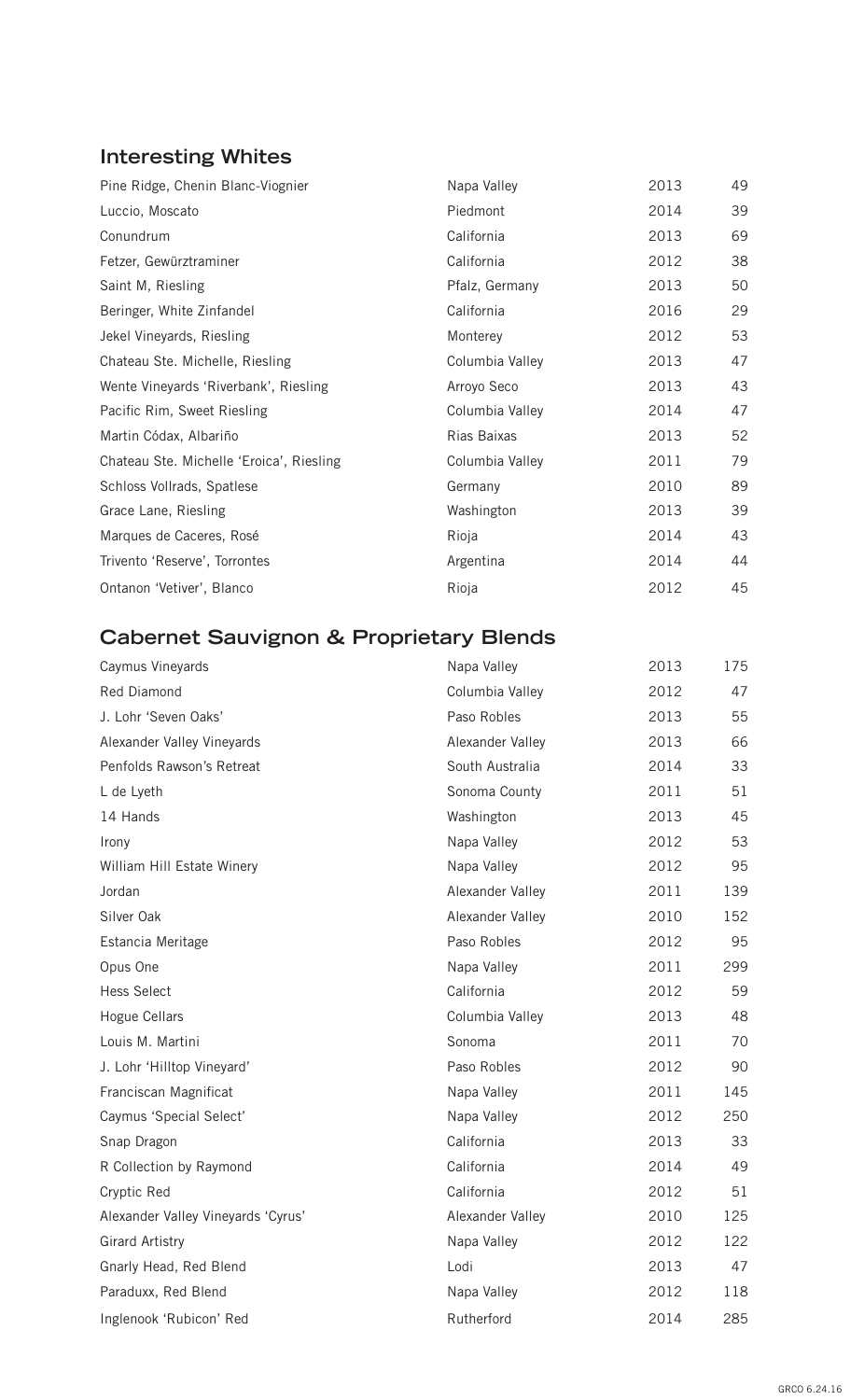## Interesting Whites

| Wine | Region | Vintage | Price |
| --- | --- | --- | --- |
| Pine Ridge, Chenin Blanc-Viognier | Napa Valley | 2013 | 49 |
| Luccio, Moscato | Piedmont | 2014 | 39 |
| Conundrum | California | 2013 | 69 |
| Fetzer, Gewürztraminer | California | 2012 | 38 |
| Saint M, Riesling | Pfalz, Germany | 2013 | 50 |
| Beringer, White Zinfandel | California | 2016 | 29 |
| Jekel Vineyards, Riesling | Monterey | 2012 | 53 |
| Chateau Ste. Michelle, Riesling | Columbia Valley | 2013 | 47 |
| Wente Vineyards 'Riverbank', Riesling | Arroyo Seco | 2013 | 43 |
| Pacific Rim, Sweet Riesling | Columbia Valley | 2014 | 47 |
| Martin Códax, Albariño | Rias Baixas | 2013 | 52 |
| Chateau Ste. Michelle 'Eroica', Riesling | Columbia Valley | 2011 | 79 |
| Schloss Vollrads, Spatlese | Germany | 2010 | 89 |
| Grace Lane, Riesling | Washington | 2013 | 39 |
| Marques de Caceres, Rosé | Rioja | 2014 | 43 |
| Trivento 'Reserve', Torrontes | Argentina | 2014 | 44 |
| Ontanon 'Vetiver', Blanco | Rioja | 2012 | 45 |

## Cabernet Sauvignon & Proprietary Blends

| Wine | Region | Vintage | Price |
| --- | --- | --- | --- |
| Caymus Vineyards | Napa Valley | 2013 | 175 |
| Red Diamond | Columbia Valley | 2012 | 47 |
| J. Lohr 'Seven Oaks' | Paso Robles | 2013 | 55 |
| Alexander Valley Vineyards | Alexander Valley | 2013 | 66 |
| Penfolds Rawson's Retreat | South Australia | 2014 | 33 |
| L de Lyeth | Sonoma County | 2011 | 51 |
| 14 Hands | Washington | 2013 | 45 |
| Irony | Napa Valley | 2012 | 53 |
| William Hill Estate Winery | Napa Valley | 2012 | 95 |
| Jordan | Alexander Valley | 2011 | 139 |
| Silver Oak | Alexander Valley | 2010 | 152 |
| Estancia Meritage | Paso Robles | 2012 | 95 |
| Opus One | Napa Valley | 2011 | 299 |
| Hess Select | California | 2012 | 59 |
| Hogue Cellars | Columbia Valley | 2013 | 48 |
| Louis M. Martini | Sonoma | 2011 | 70 |
| J. Lohr 'Hilltop Vineyard' | Paso Robles | 2012 | 90 |
| Franciscan Magnificat | Napa Valley | 2011 | 145 |
| Caymus 'Special Select' | Napa Valley | 2012 | 250 |
| Snap Dragon | California | 2013 | 33 |
| R Collection by Raymond | California | 2014 | 49 |
| Cryptic Red | California | 2012 | 51 |
| Alexander Valley Vineyards 'Cyrus' | Alexander Valley | 2010 | 125 |
| Girard Artistry | Napa Valley | 2012 | 122 |
| Gnarly Head, Red Blend | Lodi | 2013 | 47 |
| Paraduxx, Red Blend | Napa Valley | 2012 | 118 |
| Inglenook 'Rubicon' Red | Rutherford | 2014 | 285 |

GRCO 6.24.16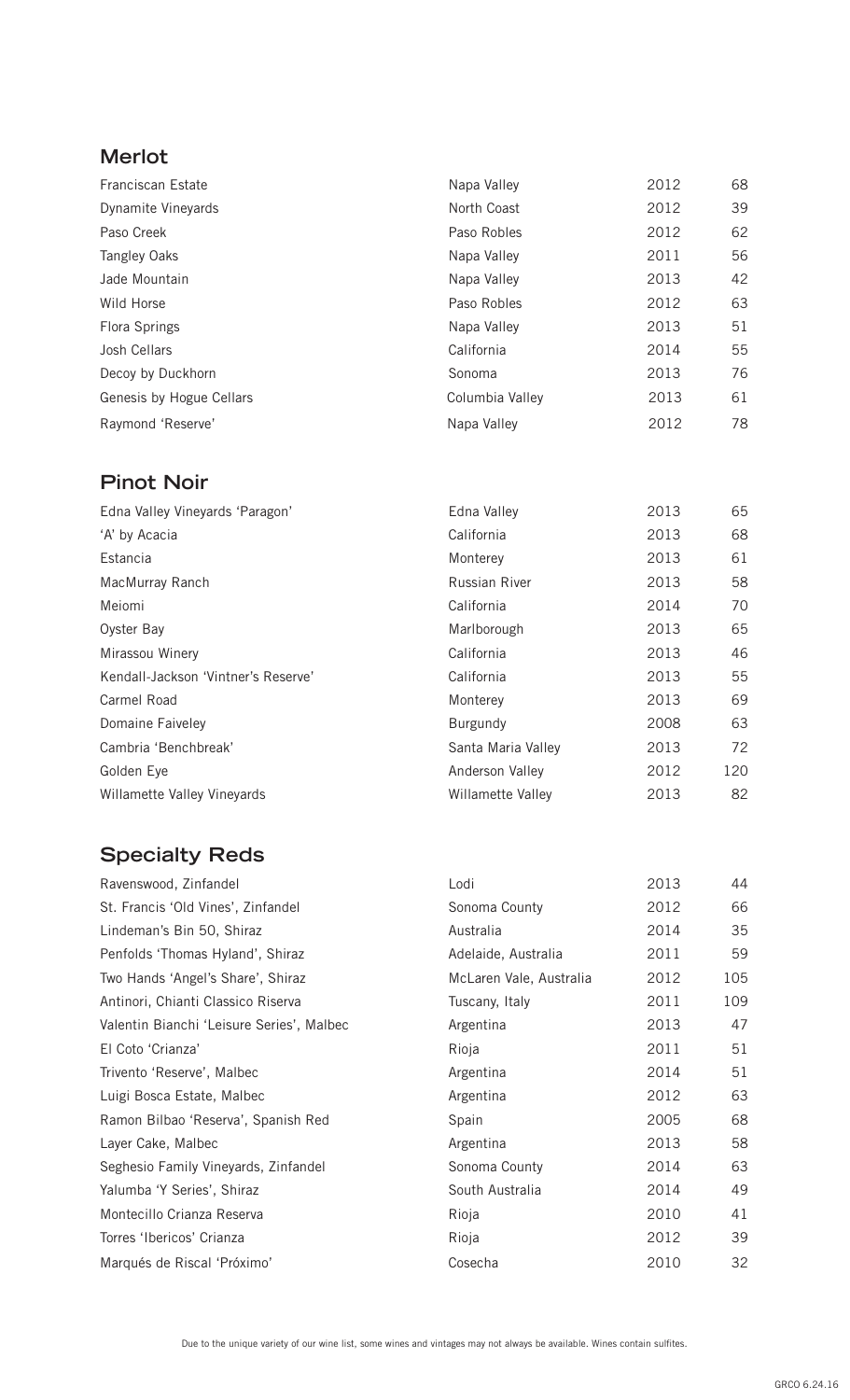## Merlot

| | | | |
|---|---|---|---|
| Franciscan Estate | Napa Valley | 2012 | 68 |
| Dynamite Vineyards | North Coast | 2012 | 39 |
| Paso Creek | Paso Robles | 2012 | 62 |
| Tangley Oaks | Napa Valley | 2011 | 56 |
| Jade Mountain | Napa Valley | 2013 | 42 |
| Wild Horse | Paso Robles | 2012 | 63 |
| Flora Springs | Napa Valley | 2013 | 51 |
| Josh Cellars | California | 2014 | 55 |
| Decoy by Duckhorn | Sonoma | 2013 | 76 |
| Genesis by Hogue Cellars | Columbia Valley | 2013 | 61 |
| Raymond 'Reserve' | Napa Valley | 2012 | 78 |

## Pinot Noir

| | | | |
|---|---|---|---|
| Edna Valley Vineyards 'Paragon' | Edna Valley | 2013 | 65 |
| 'A' by Acacia | California | 2013 | 68 |
| Estancia | Monterey | 2013 | 61 |
| MacMurray Ranch | Russian River | 2013 | 58 |
| Meiomi | California | 2014 | 70 |
| Oyster Bay | Marlborough | 2013 | 65 |
| Mirassou Winery | California | 2013 | 46 |
| Kendall-Jackson 'Vintner's Reserve' | California | 2013 | 55 |
| Carmel Road | Monterey | 2013 | 69 |
| Domaine Faiveley | Burgundy | 2008 | 63 |
| Cambria 'Benchbreak' | Santa Maria Valley | 2013 | 72 |
| Golden Eye | Anderson Valley | 2012 | 120 |
| Willamette Valley Vineyards | Willamette Valley | 2013 | 82 |

## Specialty Reds

| | | | |
|---|---|---|---|
| Ravenswood, Zinfandel | Lodi | 2013 | 44 |
| St. Francis 'Old Vines', Zinfandel | Sonoma County | 2012 | 66 |
| Lindeman's Bin 50, Shiraz | Australia | 2014 | 35 |
| Penfolds 'Thomas Hyland', Shiraz | Adelaide, Australia | 2011 | 59 |
| Two Hands 'Angel's Share', Shiraz | McLaren Vale, Australia | 2012 | 105 |
| Antinori, Chianti Classico Riserva | Tuscany, Italy | 2011 | 109 |
| Valentin Bianchi 'Leisure Series', Malbec | Argentina | 2013 | 47 |
| El Coto 'Crianza' | Rioja | 2011 | 51 |
| Trivento 'Reserve', Malbec | Argentina | 2014 | 51 |
| Luigi Bosca Estate, Malbec | Argentina | 2012 | 63 |
| Ramon Bilbao 'Reserva', Spanish Red | Spain | 2005 | 68 |
| Layer Cake, Malbec | Argentina | 2013 | 58 |
| Seghesio Family Vineyards, Zinfandel | Sonoma County | 2014 | 63 |
| Yalumba 'Y Series', Shiraz | South Australia | 2014 | 49 |
| Montecillo Crianza Reserva | Rioja | 2010 | 41 |
| Torres 'Ibericos' Crianza | Rioja | 2012 | 39 |
| Marqués de Riscal 'Próximo' | Cosecha | 2010 | 32 |

Due to the unique variety of our wine list, some wines and vintages may not always be available. Wines contain sulfites.

GRCO 6.24.16